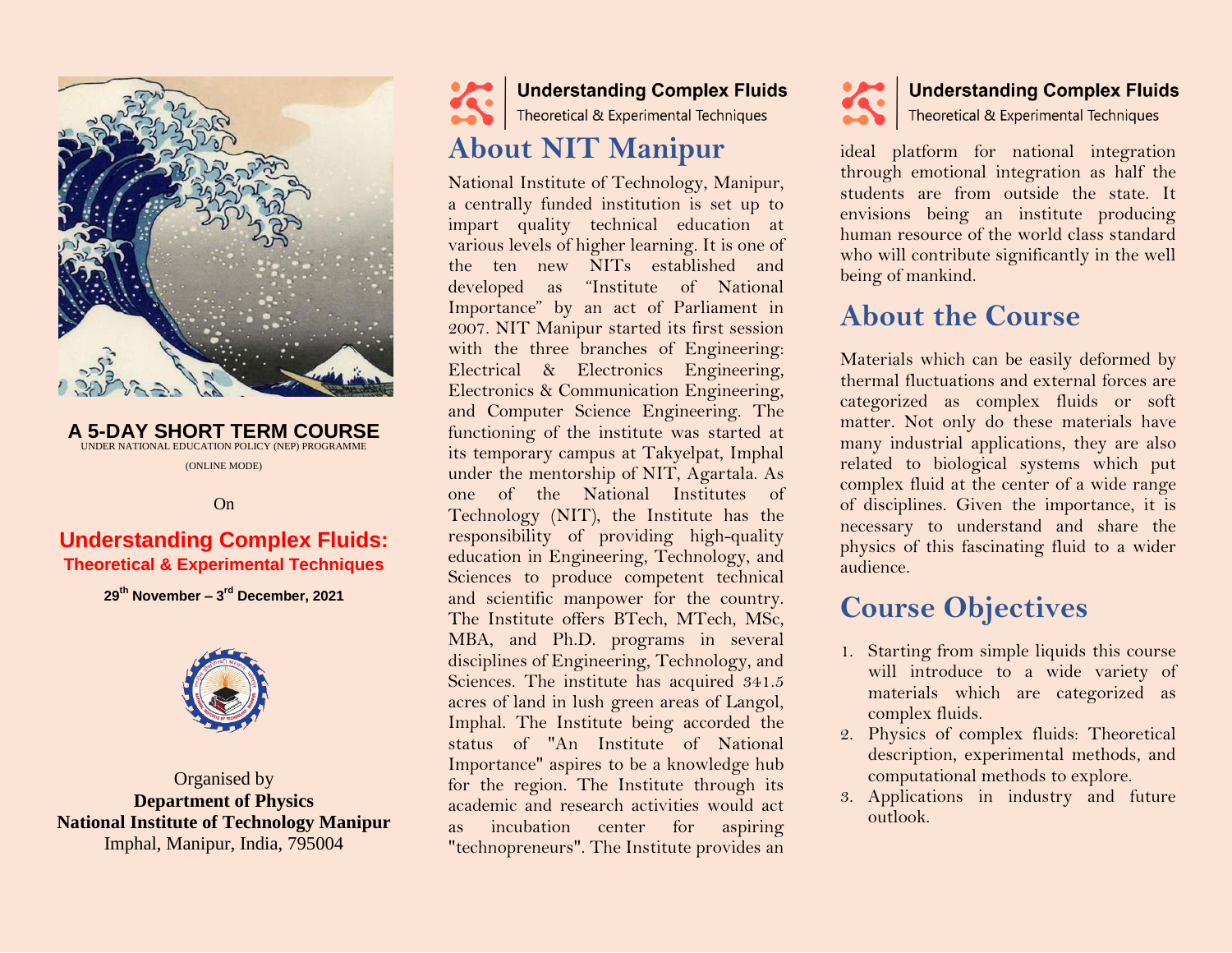**A 5-DAY SHORT TERM COURSE**

UNDER NATIONAL EDUCATION POLICY (NEP) PROGRAMME

(ONLINE MODE)

On

# Understanding Complex Fluids:

## Theoretical & Experimental Techniques

**29th November – 3rd December, 2021**

Organised by

**Department of Physics**

**National Institute of Technology Manipur**

Imphal, Manipur, India, 795004

**Understanding Complex Fluids**

Theoretical & Experimental Techniques

## About NIT Manipur

National Institute of Technology, Manipur, a centrally funded institution is set up to impart quality technical education at various levels of higher learning. It is one of the ten new NITs established and developed as "Institute of National Importance" by an act of Parliament in 2007. NIT Manipur started its first session with the three branches of Engineering: Electrical & Electronics Engineering, Electronics & Communication Engineering, and Computer Science Engineering. The functioning of the institute was started at its temporary campus at Takyelpat, Imphal under the mentorship of NIT, Agartala. As one of the National Institutes of Technology (NIT), the Institute has the responsibility of providing high-quality education in Engineering, Technology, and Sciences to produce competent technical and scientific manpower for the country. The Institute offers BTech, MTech, MSc, MBA, and Ph.D. programs in several disciplines of Engineering, Technology, and Sciences. The institute has acquired 341.5 acres of land in lush green areas of Langol, Imphal. The Institute being accorded the status of "An Institute of National Importance" aspires to be a knowledge hub for the region. The Institute through its academic and research activities would act as incubation center for aspiring "technopreneurs". The Institute provides an ideal platform for national integration through emotional integration as half the students are from outside the state. It envisions being an institute producing human resource of the world class standard who will contribute significantly in the well being of mankind.

## About the Course

Materials which can be easily deformed by thermal fluctuations and external forces are categorized as complex fluids or soft matter. Not only do these materials have many industrial applications, they are also related to biological systems which put complex fluid at the center of a wide range of disciplines. Given the importance, it is necessary to understand and share the physics of this fascinating fluid to a wider audience.

## Course Objectives

1. Starting from simple liquids this course will introduce to a wide variety of materials which are categorized as complex fluids.
2. Physics of complex fluids: Theoretical description, experimental methods, and computational methods to explore.
3. Applications in industry and future outlook.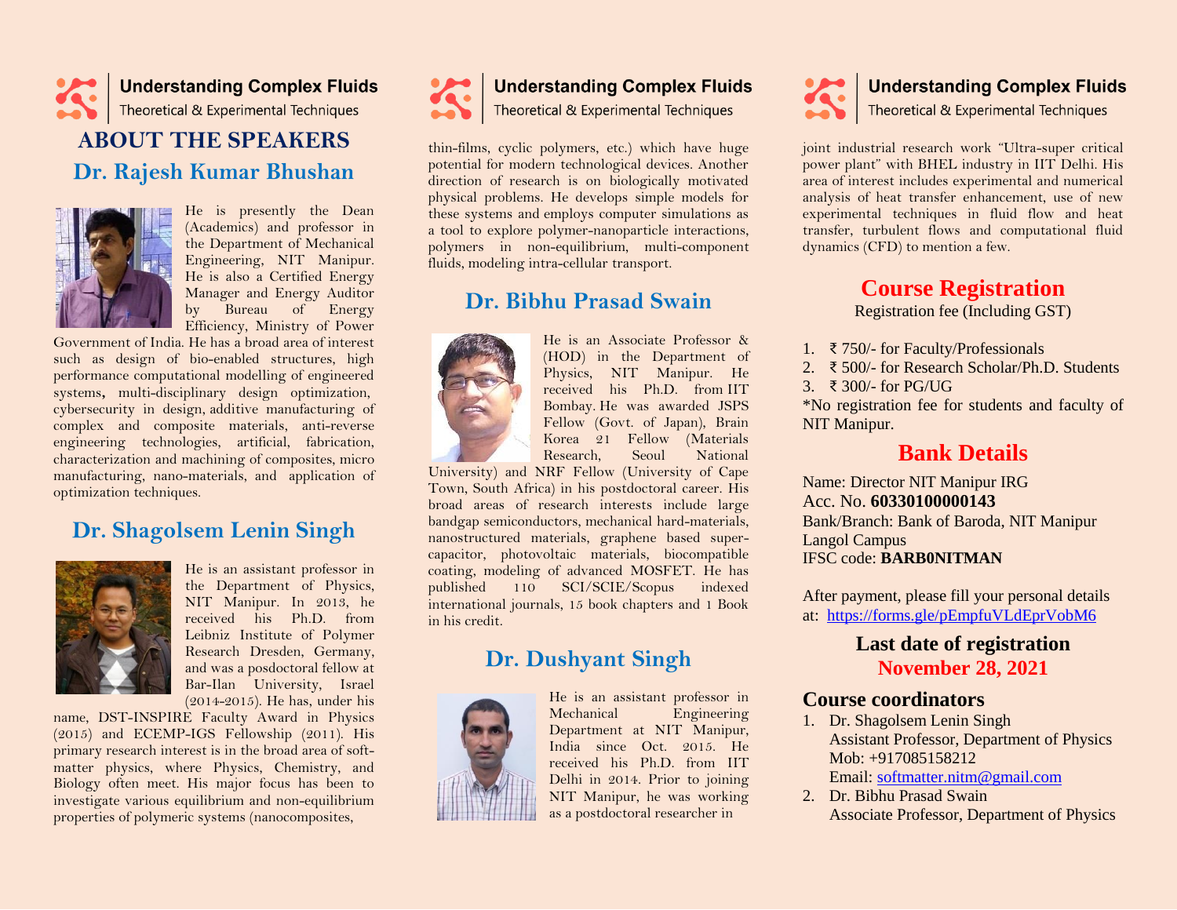# ABOUT THE SPEAKERS

## Dr. Rajesh Kumar Bhushan

He is presently the Dean (Academics) and professor in the Department of Mechanical Engineering, NIT Manipur. He is also a Certified Energy Manager and Energy Auditor by Bureau of Energy Efficiency, Ministry of Power Government of India. He has a broad area of interest such as design of bio-enabled structures, high performance computational modelling of engineered systems, multi-disciplinary design optimization, cybersecurity in design, additive manufacturing of complex and composite materials, anti-reverse engineering technologies, artificial, fabrication, characterization and machining of composites, micro manufacturing, nano-materials, and application of optimization techniques.

## Dr. Shagolsem Lenin Singh

He is an assistant professor in the Department of Physics, NIT Manipur. In 2013, he received his Ph.D. from Leibniz Institute of Polymer Research Dresden, Germany, and was a posdoctoral fellow at Bar-Ilan University, Israel (2014-2015). He has, under his name, DST-INSPIRE Faculty Award in Physics (2015) and ECEMP-IGS Fellowship (2011). His primary research interest is in the broad area of soft-matter physics, where Physics, Chemistry, and Biology often meet. His major focus has been to investigate various equilibrium and non-equilibrium properties of polymeric systems (nanocomposites, thin-films, cyclic polymers, etc.) which have huge potential for modern technological devices. Another direction of research is on biologically motivated physical problems. He develops simple models for these systems and employs computer simulations as a tool to explore polymer-nanoparticle interactions, polymers in non-equilibrium, multi-component fluids, modeling intra-cellular transport.

## Dr. Bibhu Prasad Swain

He is an Associate Professor & (HOD) in the Department of Physics, NIT Manipur. He received his Ph.D. from IIT Bombay. He was awarded JSPS Fellow (Govt. of Japan), Brain Korea 21 Fellow (Materials Research, Seoul National University) and NRF Fellow (University of Cape Town, South Africa) in his postdoctoral career. His broad areas of research interests include large bandgap semiconductors, mechanical hard-materials, nanostructured materials, graphene based super-capacitor, photovoltaic materials, biocompatible coating, modeling of advanced MOSFET. He has published 110 SCI/SCIE/Scopus indexed international journals, 15 book chapters and 1 Book in his credit.

## Dr. Dushyant Singh

He is an assistant professor in Mechanical Engineering Department at NIT Manipur, India since Oct. 2015. He received his Ph.D. from IIT Delhi in 2014. Prior to joining NIT Manipur, he was working as a postdoctoral researcher in joint industrial research work "Ultra-super critical power plant" with BHEL industry in IIT Delhi. His area of interest includes experimental and numerical analysis of heat transfer enhancement, use of new experimental techniques in fluid flow and heat transfer, turbulent flows and computational fluid dynamics (CFD) to mention a few.

## Course Registration

Registration fee (Including GST)

1. ₹ 750/- for Faculty/Professionals
2. ₹ 500/- for Research Scholar/Ph.D. Students
3. ₹ 300/- for PG/UG

*No registration fee for students and faculty of NIT Manipur.

## Bank Details

Name: Director NIT Manipur IRG
Acc. No. **60330100000143**
Bank/Branch: Bank of Baroda, NIT Manipur Langol Campus
IFSC code: **BARB0NITMAN**

After payment, please fill your personal details at: https://forms.gle/pEmpfuVLdEprVobM6

## Last date of registration
## November 28, 2021

## Course coordinators

1. Dr. Shagolsem Lenin Singh
   Assistant Professor, Department of Physics
   Mob: +917085158212
   Email: softmatter.nitm@gmail.com
2. Dr. Bibhu Prasad Swain
   Associate Professor, Department of Physics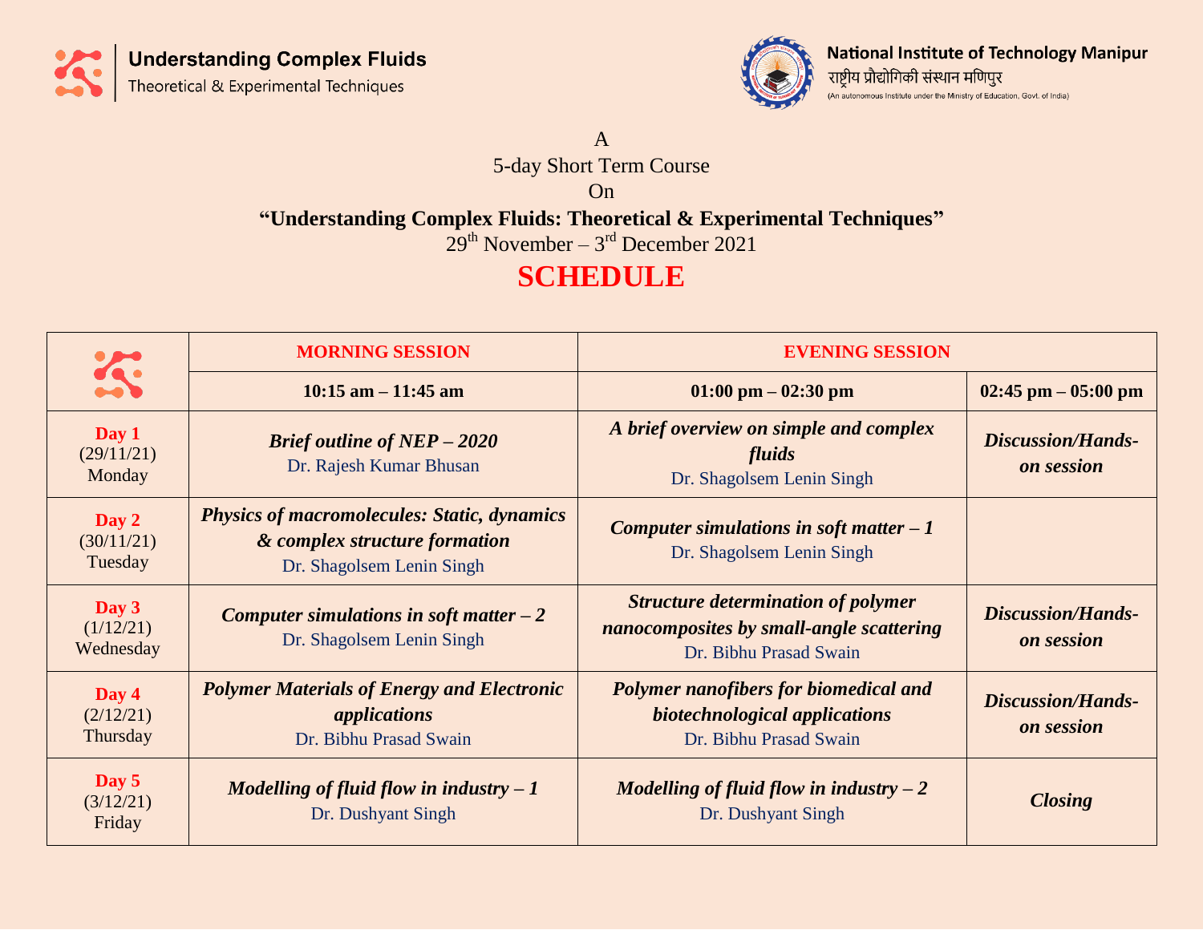**Understanding Complex Fluids**
Theoretical & Experimental Techniques

**National Institute of Technology Manipur**
राष्ट्रीय प्रौद्योगिकी संस्थान मणिपुर
(An autonomous Institute under the Ministry of Education, Govt. of India)

A
5-day Short Term Course
On
**"Understanding Complex Fluids: Theoretical & Experimental Techniques"**
29th November – 3rd December 2021

# SCHEDULE

| | MORNING SESSION | EVENING SESSION | |
|---|---|---|---|
| | **10:15 am – 11:45 am** | **01:00 pm – 02:30 pm** | **02:45 pm – 05:00 pm** |
| **Day 1** (29/11/21) Monday | ***Brief outline of NEP – 2020*** Dr. Rajesh Kumar Bhusan | ***A brief overview on simple and complex fluids*** Dr. Shagolsem Lenin Singh | ***Discussion/Hands-on session*** |
| **Day 2** (30/11/21) Tuesday | ***Physics of macromolecules: Static, dynamics & complex structure formation*** Dr. Shagolsem Lenin Singh | ***Computer simulations in soft matter – 1*** Dr. Shagolsem Lenin Singh | |
| **Day 3** (1/12/21) Wednesday | ***Computer simulations in soft matter – 2*** Dr. Shagolsem Lenin Singh | ***Structure determination of polymer nanocomposites by small-angle scattering*** Dr. Bibhu Prasad Swain | ***Discussion/Hands-on session*** |
| **Day 4** (2/12/21) Thursday | ***Polymer Materials of Energy and Electronic applications*** Dr. Bibhu Prasad Swain | ***Polymer nanofibers for biomedical and biotechnological applications*** Dr. Bibhu Prasad Swain | ***Discussion/Hands-on session*** |
| **Day 5** (3/12/21) Friday | ***Modelling of fluid flow in industry – 1*** Dr. Dushyant Singh | ***Modelling of fluid flow in industry – 2*** Dr. Dushyant Singh | ***Closing*** |